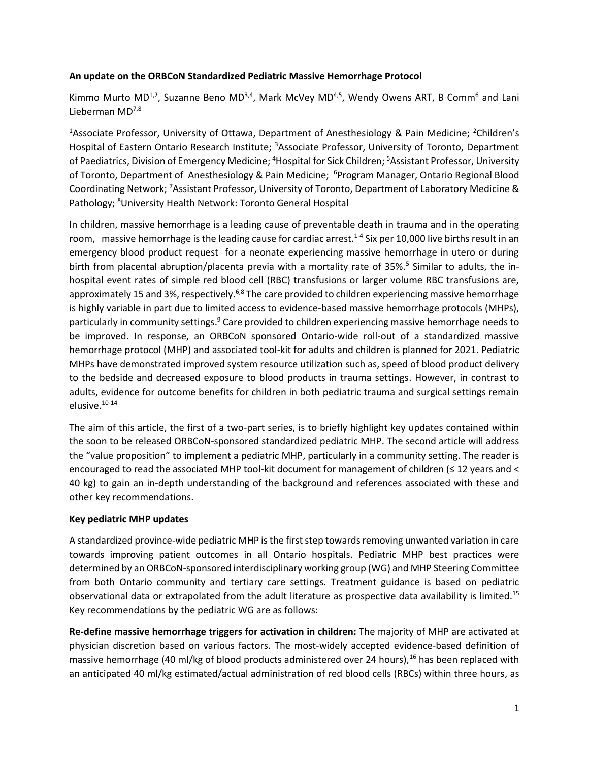**An update on the ORBCoN Standardized Pediatric Massive Hemorrhage Protocol**

Kimmo Murto MD[1,2], Suzanne Beno MD[3,4], Mark McVey MD[4,5], Wendy Owens ART, B Comm[6] and Lani Lieberman MD[7,8]

[1]Associate Professor, University of Ottawa, Department of Anesthesiology & Pain Medicine; [2]Children's Hospital of Eastern Ontario Research Institute; [3]Associate Professor, University of Toronto, Department of Paediatrics, Division of Emergency Medicine; [4]Hospital for Sick Children; [5]Assistant Professor, University of Toronto, Department of Anesthesiology & Pain Medicine; [6]Program Manager, Ontario Regional Blood Coordinating Network; [7]Assistant Professor, University of Toronto, Department of Laboratory Medicine & Pathology; [8]University Health Network: Toronto General Hospital

In children, massive hemorrhage is a leading cause of preventable death in trauma and in the operating room, massive hemorrhage is the leading cause for cardiac arrest.[1-4] Six per 10,000 live births result in an emergency blood product request for a neonate experiencing massive hemorrhage in utero or during birth from placental abruption/placenta previa with a mortality rate of 35%.[5] Similar to adults, the in-hospital event rates of simple red blood cell (RBC) transfusions or larger volume RBC transfusions are, approximately 15 and 3%, respectively.[6,8] The care provided to children experiencing massive hemorrhage is highly variable in part due to limited access to evidence-based massive hemorrhage protocols (MHPs), particularly in community settings.[9] Care provided to children experiencing massive hemorrhage needs to be improved. In response, an ORBCoN sponsored Ontario-wide roll-out of a standardized massive hemorrhage protocol (MHP) and associated tool-kit for adults and children is planned for 2021. Pediatric MHPs have demonstrated improved system resource utilization such as, speed of blood product delivery to the bedside and decreased exposure to blood products in trauma settings. However, in contrast to adults, evidence for outcome benefits for children in both pediatric trauma and surgical settings remain elusive.[10-14]

The aim of this article, the first of a two-part series, is to briefly highlight key updates contained within the soon to be released ORBCoN-sponsored standardized pediatric MHP. The second article will address the "value proposition" to implement a pediatric MHP, particularly in a community setting. The reader is encouraged to read the associated MHP tool-kit document for management of children (≤ 12 years and < 40 kg) to gain an in-depth understanding of the background and references associated with these and other key recommendations.

**Key pediatric MHP updates**

A standardized province-wide pediatric MHP is the first step towards removing unwanted variation in care towards improving patient outcomes in all Ontario hospitals. Pediatric MHP best practices were determined by an ORBCoN-sponsored interdisciplinary working group (WG) and MHP Steering Committee from both Ontario community and tertiary care settings. Treatment guidance is based on pediatric observational data or extrapolated from the adult literature as prospective data availability is limited.[15] Key recommendations by the pediatric WG are as follows:

**Re-define massive hemorrhage triggers for activation in children:** The majority of MHP are activated at physician discretion based on various factors. The most-widely accepted evidence-based definition of massive hemorrhage (40 ml/kg of blood products administered over 24 hours),[16] has been replaced with an anticipated 40 ml/kg estimated/actual administration of red blood cells (RBCs) within three hours, as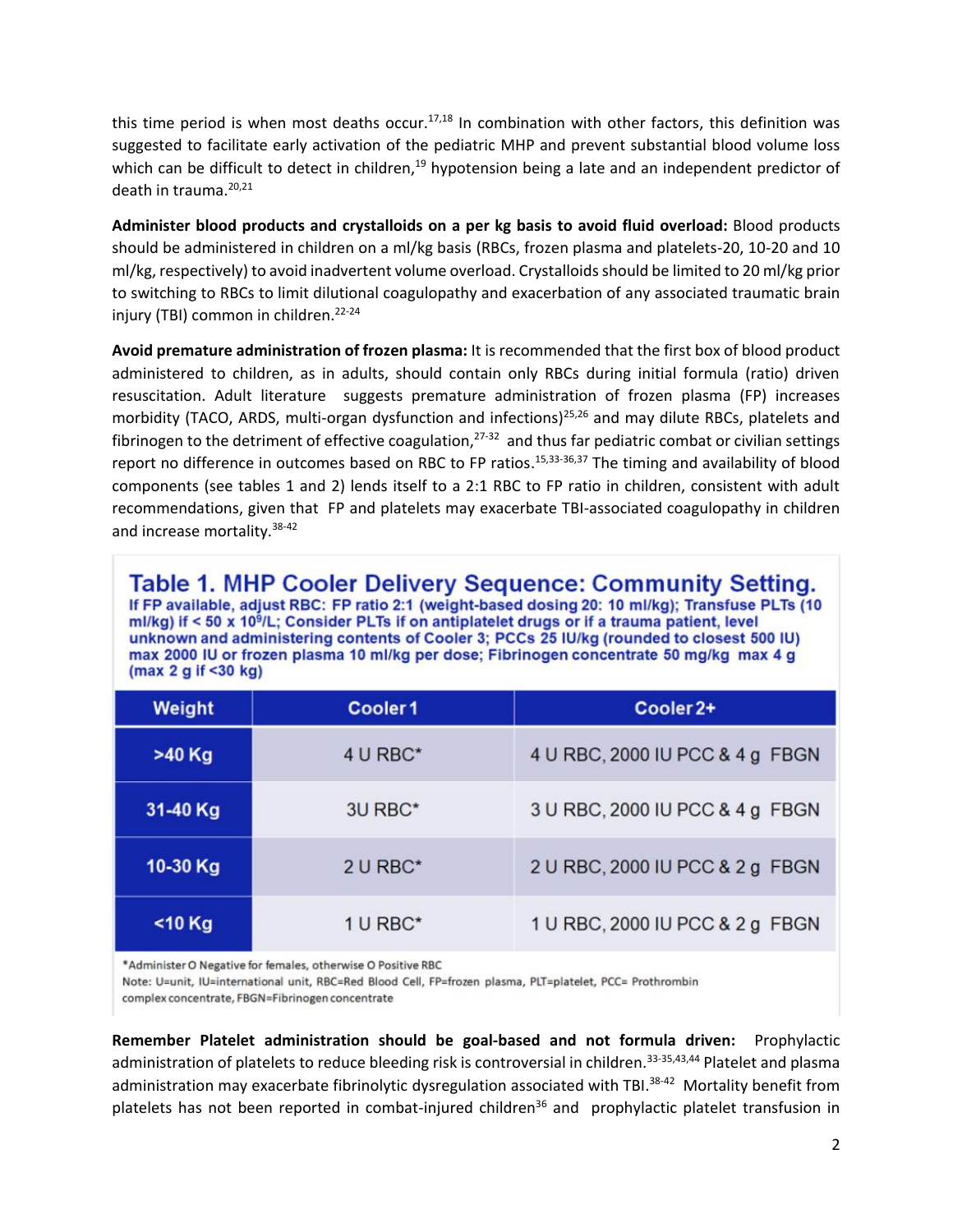this time period is when most deaths occur.[17,18] In combination with other factors, this definition was suggested to facilitate early activation of the pediatric MHP and prevent substantial blood volume loss which can be difficult to detect in children,[19] hypotension being a late and an independent predictor of death in trauma.[20,21]

**Administer blood products and crystalloids on a per kg basis to avoid fluid overload:** Blood products should be administered in children on a ml/kg basis (RBCs, frozen plasma and platelets-20, 10-20 and 10 ml/kg, respectively) to avoid inadvertent volume overload. Crystalloids should be limited to 20 ml/kg prior to switching to RBCs to limit dilutional coagulopathy and exacerbation of any associated traumatic brain injury (TBI) common in children.[22-24]

**Avoid premature administration of frozen plasma:** It is recommended that the first box of blood product administered to children, as in adults, should contain only RBCs during initial formula (ratio) driven resuscitation. Adult literature suggests premature administration of frozen plasma (FP) increases morbidity (TACO, ARDS, multi-organ dysfunction and infections)[25,26] and may dilute RBCs, platelets and fibrinogen to the detriment of effective coagulation,[27-32] and thus far pediatric combat or civilian settings report no difference in outcomes based on RBC to FP ratios.[15,33-36,37] The timing and availability of blood components (see tables 1 and 2) lends itself to a 2:1 RBC to FP ratio in children, consistent with adult recommendations, given that FP and platelets may exacerbate TBI-associated coagulopathy in children and increase mortality.[38-42]

**Table 1. MHP Cooler Delivery Sequence: Community Setting.**
**If FP available, adjust RBC: FP ratio 2:1 (weight-based dosing 20: 10 ml/kg); Transfuse PLTs (10 ml/kg) if < 50 x $10^9$/L; Consider PLTs if on antiplatelet drugs or if a trauma patient, level unknown and administering contents of Cooler 3; PCCs 25 IU/kg (rounded to closest 500 IU) max 2000 IU or frozen plasma 10 ml/kg per dose; Fibrinogen concentrate 50 mg/kg max 4 g (max 2 g if <30 kg)**

| Weight | Cooler 1 | Cooler 2+ |
|---|---|---|
| >40 Kg | 4 U RBC* | 4 U RBC, 2000 IU PCC & 4 g FBGN |
| 31-40 Kg | 3U RBC* | 3 U RBC, 2000 IU PCC & 4 g FBGN |
| 10-30 Kg | 2 U RBC* | 2 U RBC, 2000 IU PCC & 2 g FBGN |
| <10 Kg | 1 U RBC* | 1 U RBC, 2000 IU PCC & 2 g FBGN |

*Administer O Negative for females, otherwise O Positive RBC
Note: U=unit, IU=international unit, RBC=Red Blood Cell, FP=frozen plasma, PLT=platelet, PCC= Prothrombin complex concentrate, FBGN=Fibrinogen concentrate

**Remember Platelet administration should be goal-based and not formula driven:** Prophylactic administration of platelets to reduce bleeding risk is controversial in children.[33-35,43,44] Platelet and plasma administration may exacerbate fibrinolytic dysregulation associated with TBI.[38-42] Mortality benefit from platelets has not been reported in combat-injured children[36] and prophylactic platelet transfusion in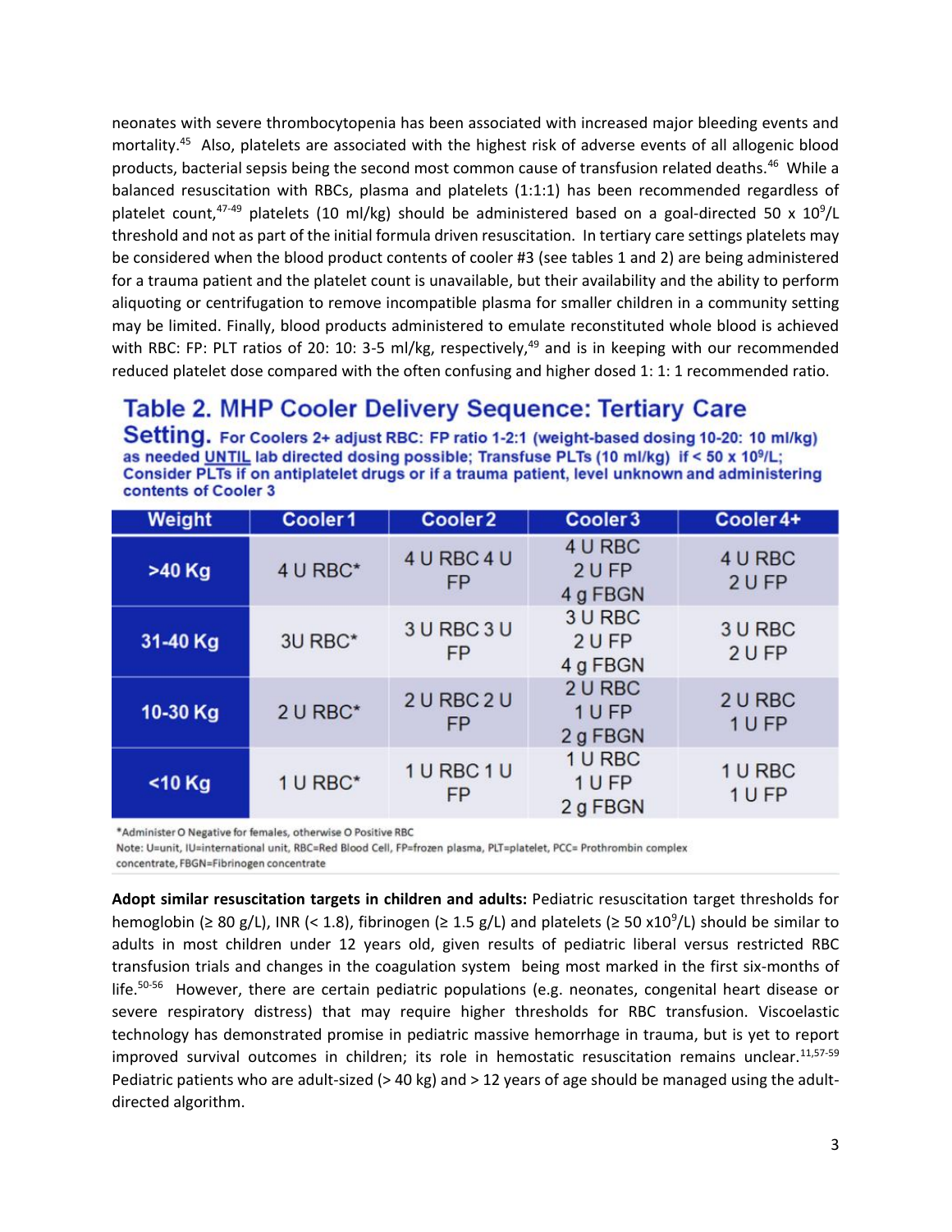neonates with severe thrombocytopenia has been associated with increased major bleeding events and mortality.[45] Also, platelets are associated with the highest risk of adverse events of all allogenic blood products, bacterial sepsis being the second most common cause of transfusion related deaths.[46] While a balanced resuscitation with RBCs, plasma and platelets (1:1:1) has been recommended regardless of platelet count,[47-49] platelets (10 ml/kg) should be administered based on a goal-directed 50 x $10^9$/L threshold and not as part of the initial formula driven resuscitation. In tertiary care settings platelets may be considered when the blood product contents of cooler #3 (see tables 1 and 2) are being administered for a trauma patient and the platelet count is unavailable, but their availability and the ability to perform aliquoting or centrifugation to remove incompatible plasma for smaller children in a community setting may be limited. Finally, blood products administered to emulate reconstituted whole blood is achieved with RBC: FP: PLT ratios of 20: 10: 3-5 ml/kg, respectively,[49] and is in keeping with our recommended reduced platelet dose compared with the often confusing and higher dosed 1: 1: 1 recommended ratio.

## Table 2. MHP Cooler Delivery Sequence: Tertiary Care Setting.

**For Coolers 2+ adjust RBC: FP ratio 1-2:1 (weight-based dosing 10-20: 10 ml/kg) as needed UNTIL lab directed dosing possible; Transfuse PLTs (10 ml/kg) if < 50 x $10^9$/L; Consider PLTs if on antiplatelet drugs or if a trauma patient, level unknown and administering contents of Cooler 3**

| Weight | Cooler 1 | Cooler 2 | Cooler 3 | Cooler 4+ |
|---|---|---|---|---|
| >40 Kg | 4 U RBC* | 4 U RBC 4 U FP | 4 U RBC 2 U FP 4 g FBGN | 4 U RBC 2 U FP |
| 31-40 Kg | 3U RBC* | 3 U RBC 3 U FP | 3 U RBC 2 U FP 4 g FBGN | 3 U RBC 2 U FP |
| 10-30 Kg | 2 U RBC* | 2 U RBC 2 U FP | 2 U RBC 1 U FP 2 g FBGN | 2 U RBC 1 U FP |
| <10 Kg | 1 U RBC* | 1 U RBC 1 U FP | 1 U RBC 1 U FP 2 g FBGN | 1 U RBC 1 U FP |

*Administer O Negative for females, otherwise O Positive RBC

Note: U=unit, IU=international unit, RBC=Red Blood Cell, FP=frozen plasma, PLT=platelet, PCC= Prothrombin complex concentrate, FBGN=Fibrinogen concentrate

**Adopt similar resuscitation targets in children and adults:** Pediatric resuscitation target thresholds for hemoglobin (≥ 80 g/L), INR (< 1.8), fibrinogen (≥ 1.5 g/L) and platelets (≥ 50 x$10^9$/L) should be similar to adults in most children under 12 years old, given results of pediatric liberal versus restricted RBC transfusion trials and changes in the coagulation system being most marked in the first six-months of life.[50-56] However, there are certain pediatric populations (e.g. neonates, congenital heart disease or severe respiratory distress) that may require higher thresholds for RBC transfusion. Viscoelastic technology has demonstrated promise in pediatric massive hemorrhage in trauma, but is yet to report improved survival outcomes in children; its role in hemostatic resuscitation remains unclear.[11,57-59] Pediatric patients who are adult-sized (> 40 kg) and > 12 years of age should be managed using the adult-directed algorithm.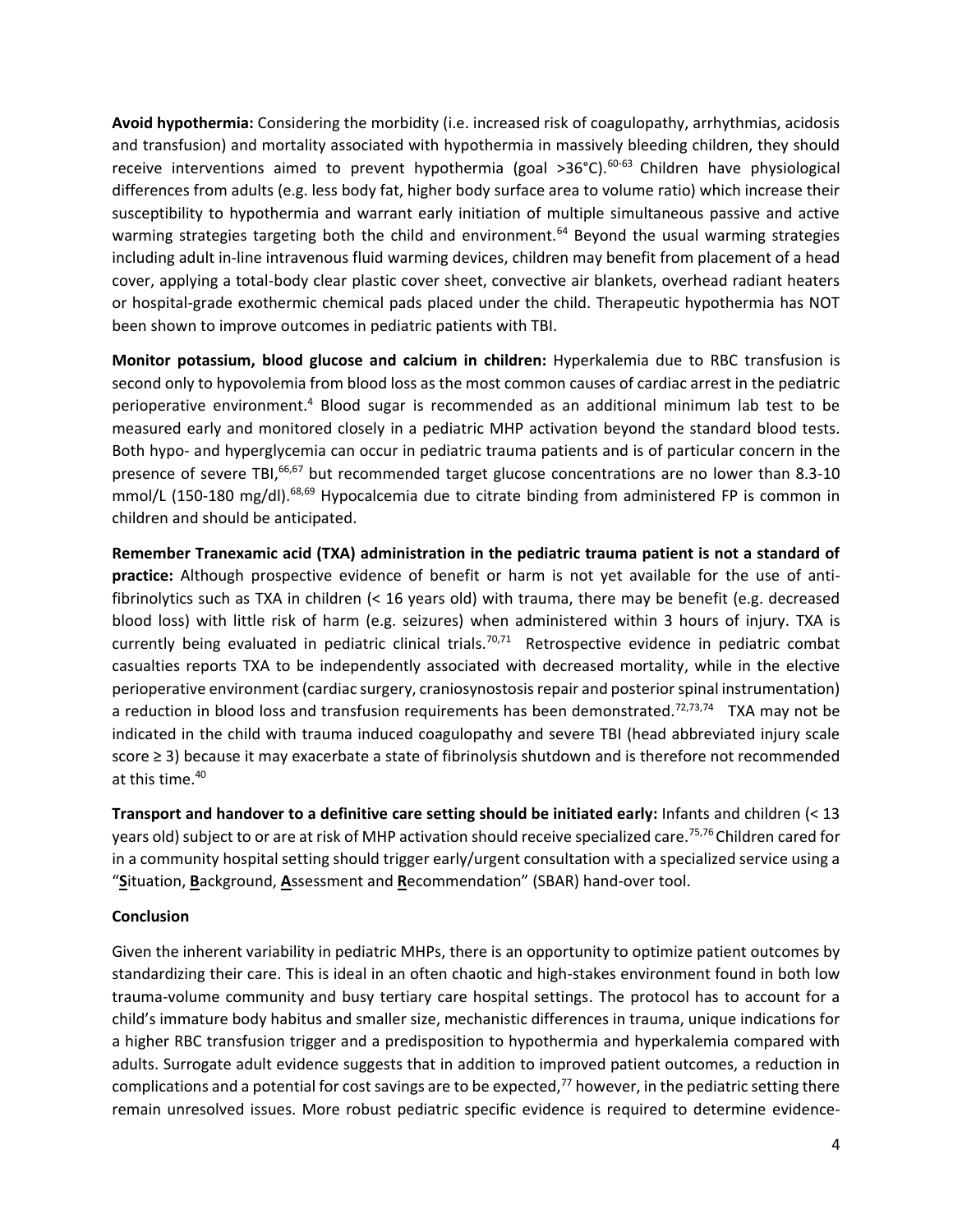**Avoid hypothermia:** Considering the morbidity (i.e. increased risk of coagulopathy, arrhythmias, acidosis and transfusion) and mortality associated with hypothermia in massively bleeding children, they should receive interventions aimed to prevent hypothermia (goal >36°C).[60-63] Children have physiological differences from adults (e.g. less body fat, higher body surface area to volume ratio) which increase their susceptibility to hypothermia and warrant early initiation of multiple simultaneous passive and active warming strategies targeting both the child and environment.[64] Beyond the usual warming strategies including adult in-line intravenous fluid warming devices, children may benefit from placement of a head cover, applying a total-body clear plastic cover sheet, convective air blankets, overhead radiant heaters or hospital-grade exothermic chemical pads placed under the child. Therapeutic hypothermia has NOT been shown to improve outcomes in pediatric patients with TBI.

**Monitor potassium, blood glucose and calcium in children:** Hyperkalemia due to RBC transfusion is second only to hypovolemia from blood loss as the most common causes of cardiac arrest in the pediatric perioperative environment.[4] Blood sugar is recommended as an additional minimum lab test to be measured early and monitored closely in a pediatric MHP activation beyond the standard blood tests. Both hypo- and hyperglycemia can occur in pediatric trauma patients and is of particular concern in the presence of severe TBI,[66,67] but recommended target glucose concentrations are no lower than 8.3-10 mmol/L (150-180 mg/dl).[68,69] Hypocalcemia due to citrate binding from administered FP is common in children and should be anticipated.

**Remember Tranexamic acid (TXA) administration in the pediatric trauma patient is not a standard of practice:** Although prospective evidence of benefit or harm is not yet available for the use of anti-fibrinolytics such as TXA in children (< 16 years old) with trauma, there may be benefit (e.g. decreased blood loss) with little risk of harm (e.g. seizures) when administered within 3 hours of injury. TXA is currently being evaluated in pediatric clinical trials.[70,71] Retrospective evidence in pediatric combat casualties reports TXA to be independently associated with decreased mortality, while in the elective perioperative environment (cardiac surgery, craniosynostosis repair and posterior spinal instrumentation) a reduction in blood loss and transfusion requirements has been demonstrated.[72,73,74] TXA may not be indicated in the child with trauma induced coagulopathy and severe TBI (head abbreviated injury scale score ≥ 3) because it may exacerbate a state of fibrinolysis shutdown and is therefore not recommended at this time.[40]

**Transport and handover to a definitive care setting should be initiated early:** Infants and children (< 13 years old) subject to or are at risk of MHP activation should receive specialized care.[75,76] Children cared for in a community hospital setting should trigger early/urgent consultation with a specialized service using a "**S**ituation, **B**ackground, **A**ssessment and **R**ecommendation" (SBAR) hand-over tool.

**Conclusion**

Given the inherent variability in pediatric MHPs, there is an opportunity to optimize patient outcomes by standardizing their care. This is ideal in an often chaotic and high-stakes environment found in both low trauma-volume community and busy tertiary care hospital settings. The protocol has to account for a child's immature body habitus and smaller size, mechanistic differences in trauma, unique indications for a higher RBC transfusion trigger and a predisposition to hypothermia and hyperkalemia compared with adults. Surrogate adult evidence suggests that in addition to improved patient outcomes, a reduction in complications and a potential for cost savings are to be expected,[77] however, in the pediatric setting there remain unresolved issues. More robust pediatric specific evidence is required to determine evidence-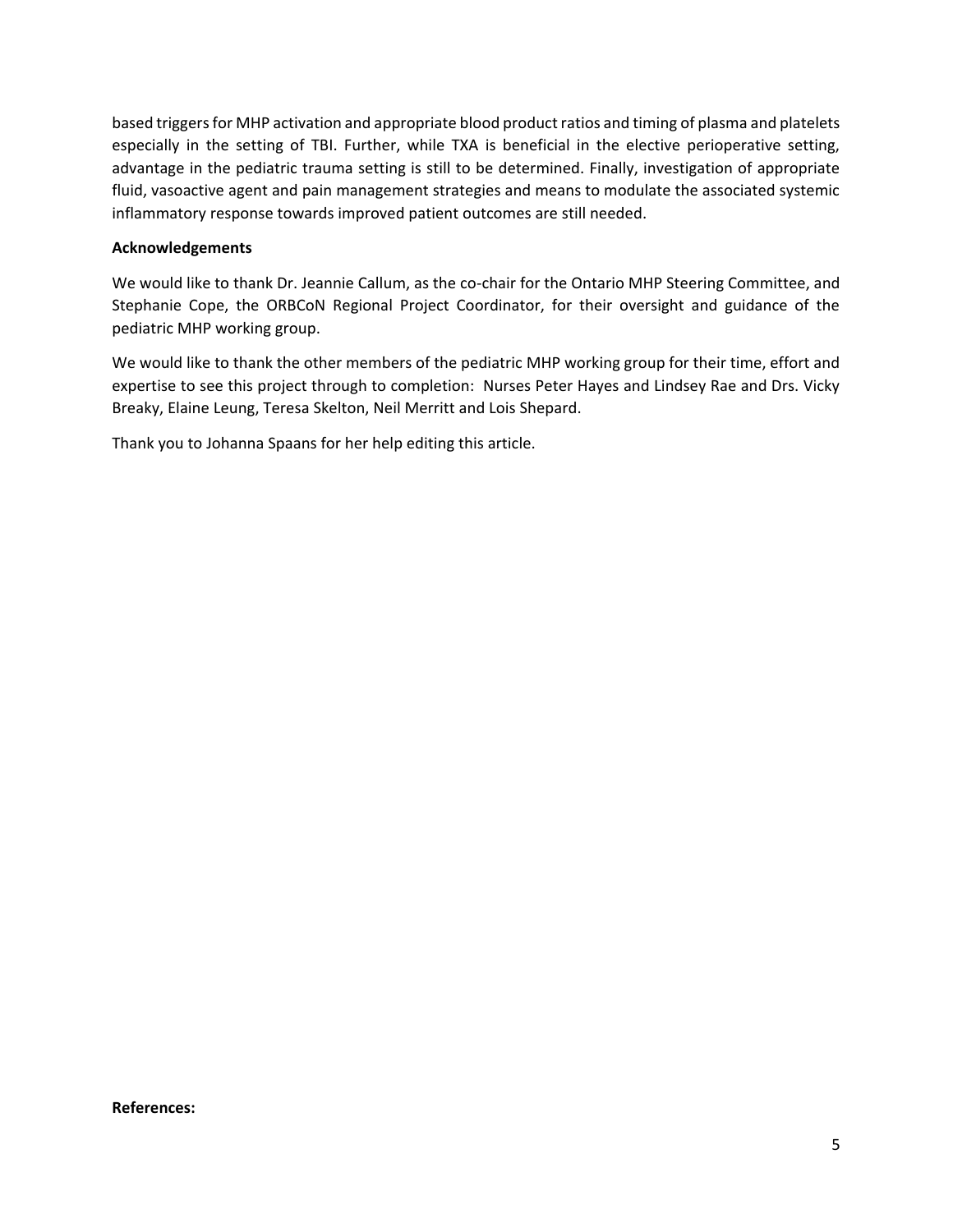based triggers for MHP activation and appropriate blood product ratios and timing of plasma and platelets especially in the setting of TBI. Further, while TXA is beneficial in the elective perioperative setting, advantage in the pediatric trauma setting is still to be determined. Finally, investigation of appropriate fluid, vasoactive agent and pain management strategies and means to modulate the associated systemic inflammatory response towards improved patient outcomes are still needed.

**Acknowledgements**

We would like to thank Dr. Jeannie Callum, as the co-chair for the Ontario MHP Steering Committee, and Stephanie Cope, the ORBCoN Regional Project Coordinator, for their oversight and guidance of the pediatric MHP working group.

We would like to thank the other members of the pediatric MHP working group for their time, effort and expertise to see this project through to completion: Nurses Peter Hayes and Lindsey Rae and Drs. Vicky Breaky, Elaine Leung, Teresa Skelton, Neil Merritt and Lois Shepard.

Thank you to Johanna Spaans for her help editing this article.

**References:**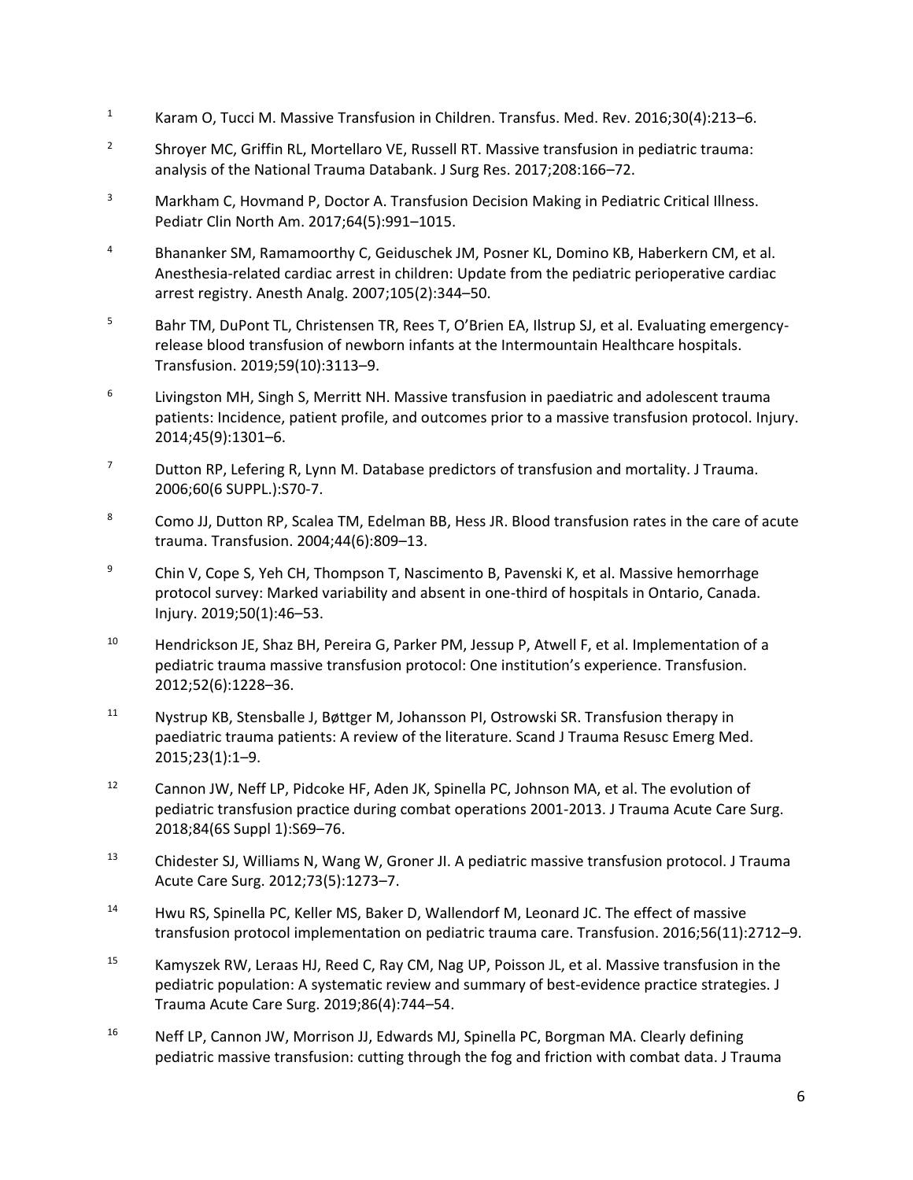[1] Karam O, Tucci M. Massive Transfusion in Children. Transfus. Med. Rev. 2016;30(4):213–6.

[2] Shroyer MC, Griffin RL, Mortellaro VE, Russell RT. Massive transfusion in pediatric trauma: analysis of the National Trauma Databank. J Surg Res. 2017;208:166–72.

[3] Markham C, Hovmand P, Doctor A. Transfusion Decision Making in Pediatric Critical Illness. Pediatr Clin North Am. 2017;64(5):991–1015.

[4] Bhananker SM, Ramamoorthy C, Geiduschek JM, Posner KL, Domino KB, Haberkern CM, et al. Anesthesia-related cardiac arrest in children: Update from the pediatric perioperative cardiac arrest registry. Anesth Analg. 2007;105(2):344–50.

[5] Bahr TM, DuPont TL, Christensen TR, Rees T, O'Brien EA, Ilstrup SJ, et al. Evaluating emergency-release blood transfusion of newborn infants at the Intermountain Healthcare hospitals. Transfusion. 2019;59(10):3113–9.

[6] Livingston MH, Singh S, Merritt NH. Massive transfusion in paediatric and adolescent trauma patients: Incidence, patient profile, and outcomes prior to a massive transfusion protocol. Injury. 2014;45(9):1301–6.

[7] Dutton RP, Lefering R, Lynn M. Database predictors of transfusion and mortality. J Trauma. 2006;60(6 SUPPL.):S70-7.

[8] Como JJ, Dutton RP, Scalea TM, Edelman BB, Hess JR. Blood transfusion rates in the care of acute trauma. Transfusion. 2004;44(6):809–13.

[9] Chin V, Cope S, Yeh CH, Thompson T, Nascimento B, Pavenski K, et al. Massive hemorrhage protocol survey: Marked variability and absent in one-third of hospitals in Ontario, Canada. Injury. 2019;50(1):46–53.

[10] Hendrickson JE, Shaz BH, Pereira G, Parker PM, Jessup P, Atwell F, et al. Implementation of a pediatric trauma massive transfusion protocol: One institution's experience. Transfusion. 2012;52(6):1228–36.

[11] Nystrup KB, Stensballe J, Bøttger M, Johansson PI, Ostrowski SR. Transfusion therapy in paediatric trauma patients: A review of the literature. Scand J Trauma Resusc Emerg Med. 2015;23(1):1–9.

[12] Cannon JW, Neff LP, Pidcoke HF, Aden JK, Spinella PC, Johnson MA, et al. The evolution of pediatric transfusion practice during combat operations 2001-2013. J Trauma Acute Care Surg. 2018;84(6S Suppl 1):S69–76.

[13] Chidester SJ, Williams N, Wang W, Groner JI. A pediatric massive transfusion protocol. J Trauma Acute Care Surg. 2012;73(5):1273–7.

[14] Hwu RS, Spinella PC, Keller MS, Baker D, Wallendorf M, Leonard JC. The effect of massive transfusion protocol implementation on pediatric trauma care. Transfusion. 2016;56(11):2712–9.

[15] Kamyszek RW, Leraas HJ, Reed C, Ray CM, Nag UP, Poisson JL, et al. Massive transfusion in the pediatric population: A systematic review and summary of best-evidence practice strategies. J Trauma Acute Care Surg. 2019;86(4):744–54.

[16] Neff LP, Cannon JW, Morrison JJ, Edwards MJ, Spinella PC, Borgman MA. Clearly defining pediatric massive transfusion: cutting through the fog and friction with combat data. J Trauma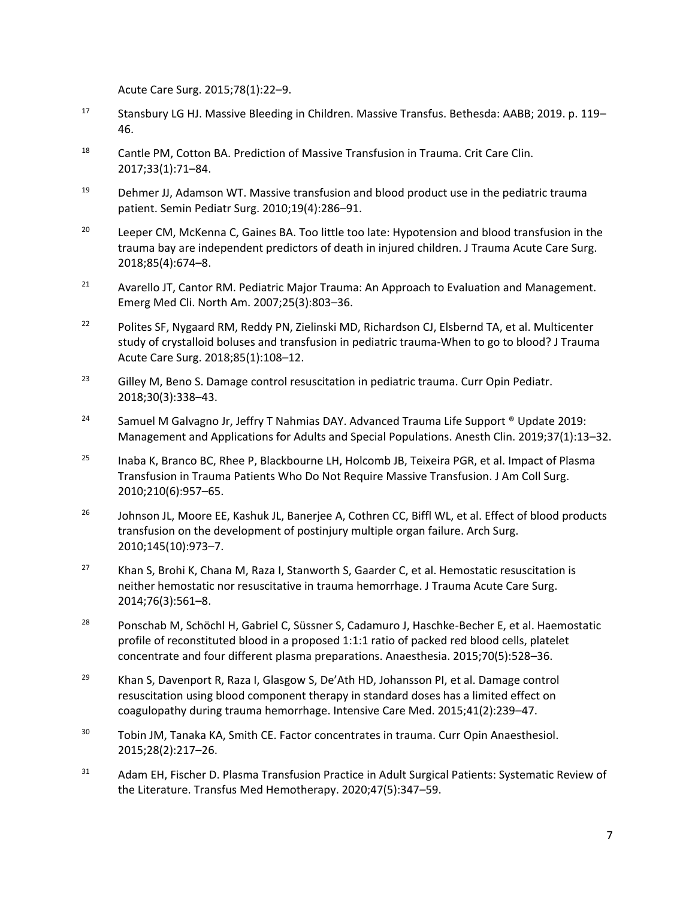Acute Care Surg. 2015;78(1):22–9.

[17] Stansbury LG HJ. Massive Bleeding in Children. Massive Transfus. Bethesda: AABB; 2019. p. 119–46.

[18] Cantle PM, Cotton BA. Prediction of Massive Transfusion in Trauma. Crit Care Clin. 2017;33(1):71–84.

[19] Dehmer JJ, Adamson WT. Massive transfusion and blood product use in the pediatric trauma patient. Semin Pediatr Surg. 2010;19(4):286–91.

[20] Leeper CM, McKenna C, Gaines BA. Too little too late: Hypotension and blood transfusion in the trauma bay are independent predictors of death in injured children. J Trauma Acute Care Surg. 2018;85(4):674–8.

[21] Avarello JT, Cantor RM. Pediatric Major Trauma: An Approach to Evaluation and Management. Emerg Med Cli. North Am. 2007;25(3):803–36.

[22] Polites SF, Nygaard RM, Reddy PN, Zielinski MD, Richardson CJ, Elsbernd TA, et al. Multicenter study of crystalloid boluses and transfusion in pediatric trauma-When to go to blood? J Trauma Acute Care Surg. 2018;85(1):108–12.

[23] Gilley M, Beno S. Damage control resuscitation in pediatric trauma. Curr Opin Pediatr. 2018;30(3):338–43.

[24] Samuel M Galvagno Jr, Jeffry T Nahmias DAY. Advanced Trauma Life Support ® Update 2019: Management and Applications for Adults and Special Populations. Anesth Clin. 2019;37(1):13–32.

[25] Inaba K, Branco BC, Rhee P, Blackbourne LH, Holcomb JB, Teixeira PGR, et al. Impact of Plasma Transfusion in Trauma Patients Who Do Not Require Massive Transfusion. J Am Coll Surg. 2010;210(6):957–65.

[26] Johnson JL, Moore EE, Kashuk JL, Banerjee A, Cothren CC, Biffl WL, et al. Effect of blood products transfusion on the development of postinjury multiple organ failure. Arch Surg. 2010;145(10):973–7.

[27] Khan S, Brohi K, Chana M, Raza I, Stanworth S, Gaarder C, et al. Hemostatic resuscitation is neither hemostatic nor resuscitative in trauma hemorrhage. J Trauma Acute Care Surg. 2014;76(3):561–8.

[28] Ponschab M, Schöchl H, Gabriel C, Süssner S, Cadamuro J, Haschke-Becher E, et al. Haemostatic profile of reconstituted blood in a proposed 1:1:1 ratio of packed red blood cells, platelet concentrate and four different plasma preparations. Anaesthesia. 2015;70(5):528–36.

[29] Khan S, Davenport R, Raza I, Glasgow S, De'Ath HD, Johansson PI, et al. Damage control resuscitation using blood component therapy in standard doses has a limited effect on coagulopathy during trauma hemorrhage. Intensive Care Med. 2015;41(2):239–47.

[30] Tobin JM, Tanaka KA, Smith CE. Factor concentrates in trauma. Curr Opin Anaesthesiol. 2015;28(2):217–26.

[31] Adam EH, Fischer D. Plasma Transfusion Practice in Adult Surgical Patients: Systematic Review of the Literature. Transfus Med Hemotherapy. 2020;47(5):347–59.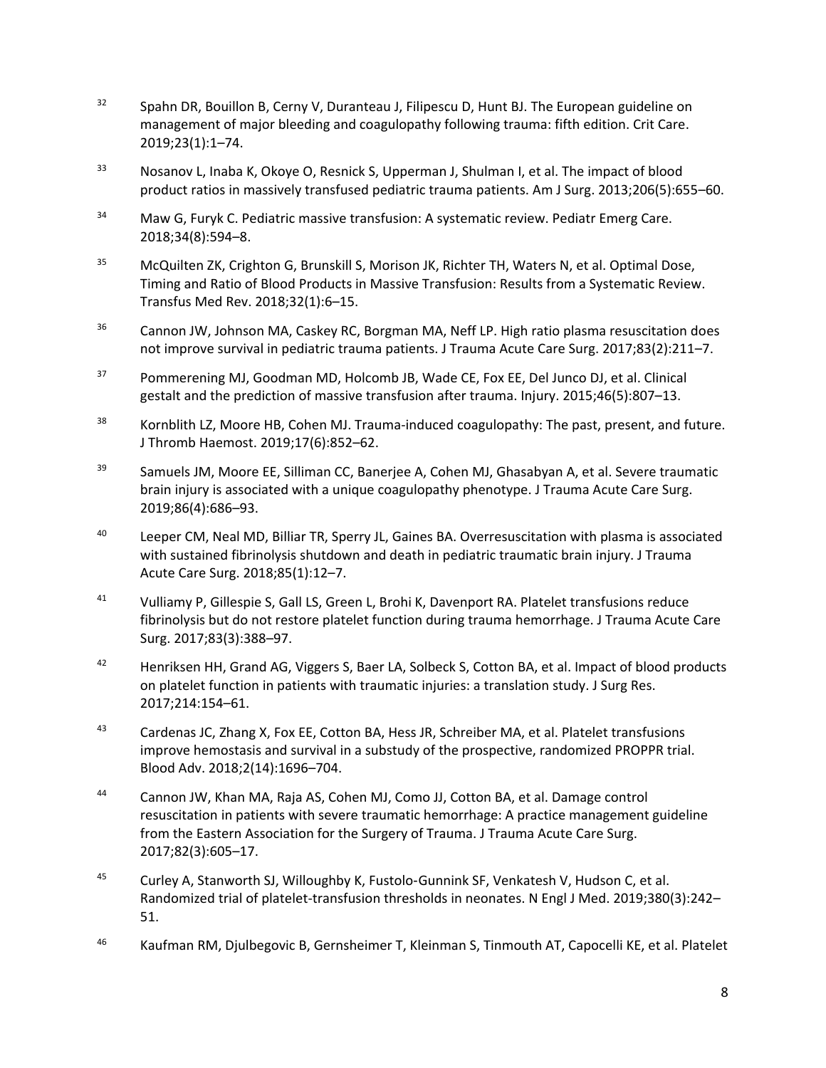[32] Spahn DR, Bouillon B, Cerny V, Duranteau J, Filipescu D, Hunt BJ. The European guideline on management of major bleeding and coagulopathy following trauma: fifth edition. Crit Care. 2019;23(1):1–74.

[33] Nosanov L, Inaba K, Okoye O, Resnick S, Upperman J, Shulman I, et al. The impact of blood product ratios in massively transfused pediatric trauma patients. Am J Surg. 2013;206(5):655–60.

[34] Maw G, Furyk C. Pediatric massive transfusion: A systematic review. Pediatr Emerg Care. 2018;34(8):594–8.

[35] McQuilten ZK, Crighton G, Brunskill S, Morison JK, Richter TH, Waters N, et al. Optimal Dose, Timing and Ratio of Blood Products in Massive Transfusion: Results from a Systematic Review. Transfus Med Rev. 2018;32(1):6–15.

[36] Cannon JW, Johnson MA, Caskey RC, Borgman MA, Neff LP. High ratio plasma resuscitation does not improve survival in pediatric trauma patients. J Trauma Acute Care Surg. 2017;83(2):211–7.

[37] Pommerening MJ, Goodman MD, Holcomb JB, Wade CE, Fox EE, Del Junco DJ, et al. Clinical gestalt and the prediction of massive transfusion after trauma. Injury. 2015;46(5):807–13.

[38] Kornblith LZ, Moore HB, Cohen MJ. Trauma-induced coagulopathy: The past, present, and future. J Thromb Haemost. 2019;17(6):852–62.

[39] Samuels JM, Moore EE, Silliman CC, Banerjee A, Cohen MJ, Ghasabyan A, et al. Severe traumatic brain injury is associated with a unique coagulopathy phenotype. J Trauma Acute Care Surg. 2019;86(4):686–93.

[40] Leeper CM, Neal MD, Billiar TR, Sperry JL, Gaines BA. Overresuscitation with plasma is associated with sustained fibrinolysis shutdown and death in pediatric traumatic brain injury. J Trauma Acute Care Surg. 2018;85(1):12–7.

[41] Vulliamy P, Gillespie S, Gall LS, Green L, Brohi K, Davenport RA. Platelet transfusions reduce fibrinolysis but do not restore platelet function during trauma hemorrhage. J Trauma Acute Care Surg. 2017;83(3):388–97.

[42] Henriksen HH, Grand AG, Viggers S, Baer LA, Solbeck S, Cotton BA, et al. Impact of blood products on platelet function in patients with traumatic injuries: a translation study. J Surg Res. 2017;214:154–61.

[43] Cardenas JC, Zhang X, Fox EE, Cotton BA, Hess JR, Schreiber MA, et al. Platelet transfusions improve hemostasis and survival in a substudy of the prospective, randomized PROPPR trial. Blood Adv. 2018;2(14):1696–704.

[44] Cannon JW, Khan MA, Raja AS, Cohen MJ, Como JJ, Cotton BA, et al. Damage control resuscitation in patients with severe traumatic hemorrhage: A practice management guideline from the Eastern Association for the Surgery of Trauma. J Trauma Acute Care Surg. 2017;82(3):605–17.

[45] Curley A, Stanworth SJ, Willoughby K, Fustolo-Gunnink SF, Venkatesh V, Hudson C, et al. Randomized trial of platelet-transfusion thresholds in neonates. N Engl J Med. 2019;380(3):242–51.

[46] Kaufman RM, Djulbegovic B, Gernsheimer T, Kleinman S, Tinmouth AT, Capocelli KE, et al. Platelet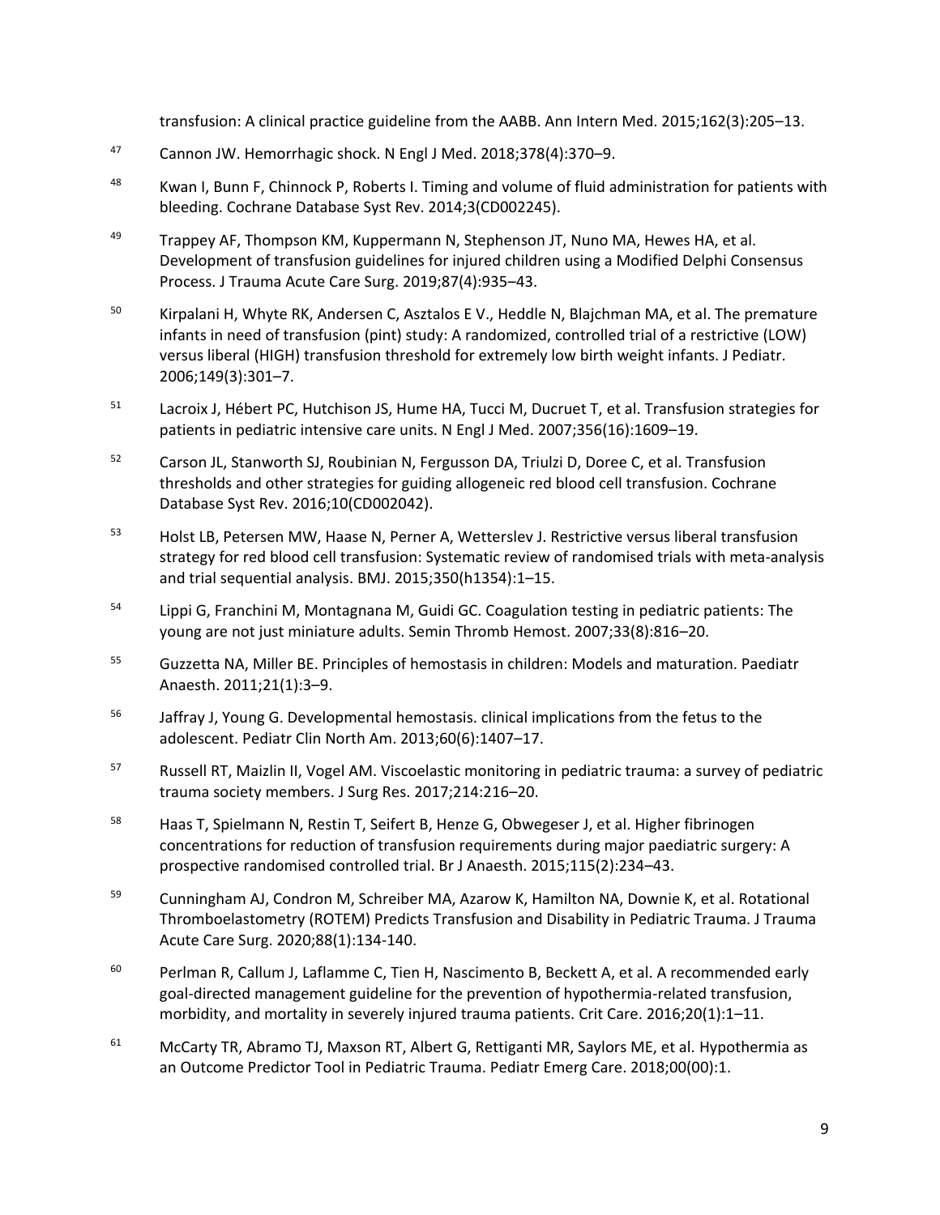transfusion: A clinical practice guideline from the AABB. Ann Intern Med. 2015;162(3):205–13.

[47] Cannon JW. Hemorrhagic shock. N Engl J Med. 2018;378(4):370–9.

[48] Kwan I, Bunn F, Chinnock P, Roberts I. Timing and volume of fluid administration for patients with bleeding. Cochrane Database Syst Rev. 2014;3(CD002245).

[49] Trappey AF, Thompson KM, Kuppermann N, Stephenson JT, Nuno MA, Hewes HA, et al. Development of transfusion guidelines for injured children using a Modified Delphi Consensus Process. J Trauma Acute Care Surg. 2019;87(4):935–43.

[50] Kirpalani H, Whyte RK, Andersen C, Asztalos E V., Heddle N, Blajchman MA, et al. The premature infants in need of transfusion (pint) study: A randomized, controlled trial of a restrictive (LOW) versus liberal (HIGH) transfusion threshold for extremely low birth weight infants. J Pediatr. 2006;149(3):301–7.

[51] Lacroix J, Hébert PC, Hutchison JS, Hume HA, Tucci M, Ducruet T, et al. Transfusion strategies for patients in pediatric intensive care units. N Engl J Med. 2007;356(16):1609–19.

[52] Carson JL, Stanworth SJ, Roubinian N, Fergusson DA, Triulzi D, Doree C, et al. Transfusion thresholds and other strategies for guiding allogeneic red blood cell transfusion. Cochrane Database Syst Rev. 2016;10(CD002042).

[53] Holst LB, Petersen MW, Haase N, Perner A, Wetterslev J. Restrictive versus liberal transfusion strategy for red blood cell transfusion: Systematic review of randomised trials with meta-analysis and trial sequential analysis. BMJ. 2015;350(h1354):1–15.

[54] Lippi G, Franchini M, Montagnana M, Guidi GC. Coagulation testing in pediatric patients: The young are not just miniature adults. Semin Thromb Hemost. 2007;33(8):816–20.

[55] Guzzetta NA, Miller BE. Principles of hemostasis in children: Models and maturation. Paediatr Anaesth. 2011;21(1):3–9.

[56] Jaffray J, Young G. Developmental hemostasis. clinical implications from the fetus to the adolescent. Pediatr Clin North Am. 2013;60(6):1407–17.

[57] Russell RT, Maizlin II, Vogel AM. Viscoelastic monitoring in pediatric trauma: a survey of pediatric trauma society members. J Surg Res. 2017;214:216–20.

[58] Haas T, Spielmann N, Restin T, Seifert B, Henze G, Obwegeser J, et al. Higher fibrinogen concentrations for reduction of transfusion requirements during major paediatric surgery: A prospective randomised controlled trial. Br J Anaesth. 2015;115(2):234–43.

[59] Cunningham AJ, Condron M, Schreiber MA, Azarow K, Hamilton NA, Downie K, et al. Rotational Thromboelastometry (ROTEM) Predicts Transfusion and Disability in Pediatric Trauma. J Trauma Acute Care Surg. 2020;88(1):134-140.

[60] Perlman R, Callum J, Laflamme C, Tien H, Nascimento B, Beckett A, et al. A recommended early goal-directed management guideline for the prevention of hypothermia-related transfusion, morbidity, and mortality in severely injured trauma patients. Crit Care. 2016;20(1):1–11.

[61] McCarty TR, Abramo TJ, Maxson RT, Albert G, Rettiganti MR, Saylors ME, et al. Hypothermia as an Outcome Predictor Tool in Pediatric Trauma. Pediatr Emerg Care. 2018;00(00):1.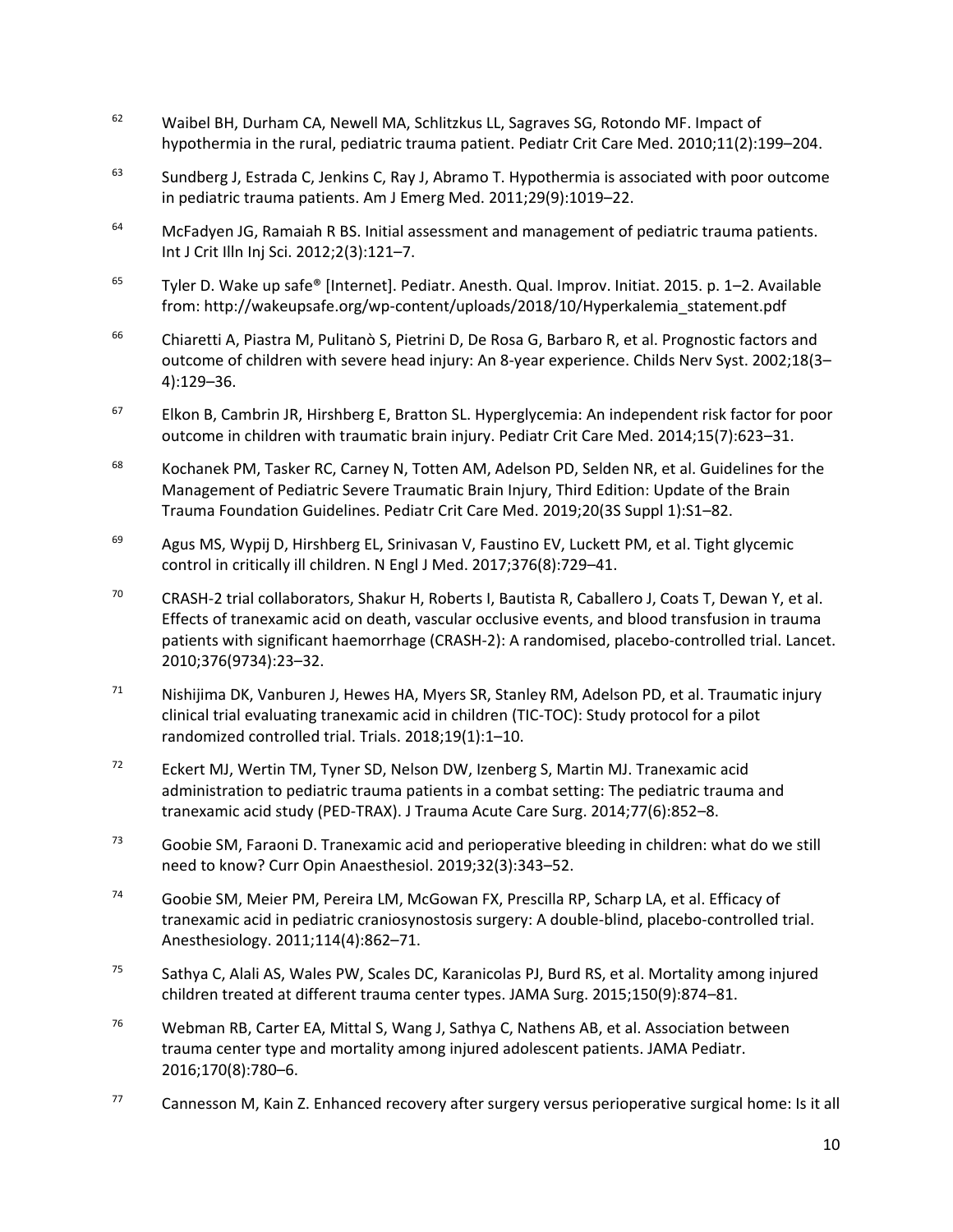62. Waibel BH, Durham CA, Newell MA, Schlitzkus LL, Sagraves SG, Rotondo MF. Impact of hypothermia in the rural, pediatric trauma patient. Pediatr Crit Care Med. 2010;11(2):199–204.

63. Sundberg J, Estrada C, Jenkins C, Ray J, Abramo T. Hypothermia is associated with poor outcome in pediatric trauma patients. Am J Emerg Med. 2011;29(9):1019–22.

64. McFadyen JG, Ramaiah R BS. Initial assessment and management of pediatric trauma patients. Int J Crit Illn Inj Sci. 2012;2(3):121–7.

65. Tyler D. Wake up safe® [Internet]. Pediatr. Anesth. Qual. Improv. Initiat. 2015. p. 1–2. Available from: http://wakeupsafe.org/wp-content/uploads/2018/10/Hyperkalemia_statement.pdf

66. Chiaretti A, Piastra M, Pulitanò S, Pietrini D, De Rosa G, Barbaro R, et al. Prognostic factors and outcome of children with severe head injury: An 8-year experience. Childs Nerv Syst. 2002;18(3–4):129–36.

67. Elkon B, Cambrin JR, Hirshberg E, Bratton SL. Hyperglycemia: An independent risk factor for poor outcome in children with traumatic brain injury. Pediatr Crit Care Med. 2014;15(7):623–31.

68. Kochanek PM, Tasker RC, Carney N, Totten AM, Adelson PD, Selden NR, et al. Guidelines for the Management of Pediatric Severe Traumatic Brain Injury, Third Edition: Update of the Brain Trauma Foundation Guidelines. Pediatr Crit Care Med. 2019;20(3S Suppl 1):S1–82.

69. Agus MS, Wypij D, Hirshberg EL, Srinivasan V, Faustino EV, Luckett PM, et al. Tight glycemic control in critically ill children. N Engl J Med. 2017;376(8):729–41.

70. CRASH-2 trial collaborators, Shakur H, Roberts I, Bautista R, Caballero J, Coats T, Dewan Y, et al. Effects of tranexamic acid on death, vascular occlusive events, and blood transfusion in trauma patients with significant haemorrhage (CRASH-2): A randomised, placebo-controlled trial. Lancet. 2010;376(9734):23–32.

71. Nishijima DK, Vanburen J, Hewes HA, Myers SR, Stanley RM, Adelson PD, et al. Traumatic injury clinical trial evaluating tranexamic acid in children (TIC-TOC): Study protocol for a pilot randomized controlled trial. Trials. 2018;19(1):1–10.

72. Eckert MJ, Wertin TM, Tyner SD, Nelson DW, Izenberg S, Martin MJ. Tranexamic acid administration to pediatric trauma patients in a combat setting: The pediatric trauma and tranexamic acid study (PED-TRAX). J Trauma Acute Care Surg. 2014;77(6):852–8.

73. Goobie SM, Faraoni D. Tranexamic acid and perioperative bleeding in children: what do we still need to know? Curr Opin Anaesthesiol. 2019;32(3):343–52.

74. Goobie SM, Meier PM, Pereira LM, McGowan FX, Prescilla RP, Scharp LA, et al. Efficacy of tranexamic acid in pediatric craniosynostosis surgery: A double-blind, placebo-controlled trial. Anesthesiology. 2011;114(4):862–71.

75. Sathya C, Alali AS, Wales PW, Scales DC, Karanicolas PJ, Burd RS, et al. Mortality among injured children treated at different trauma center types. JAMA Surg. 2015;150(9):874–81.

76. Webman RB, Carter EA, Mittal S, Wang J, Sathya C, Nathens AB, et al. Association between trauma center type and mortality among injured adolescent patients. JAMA Pediatr. 2016;170(8):780–6.

77. Cannesson M, Kain Z. Enhanced recovery after surgery versus perioperative surgical home: Is it all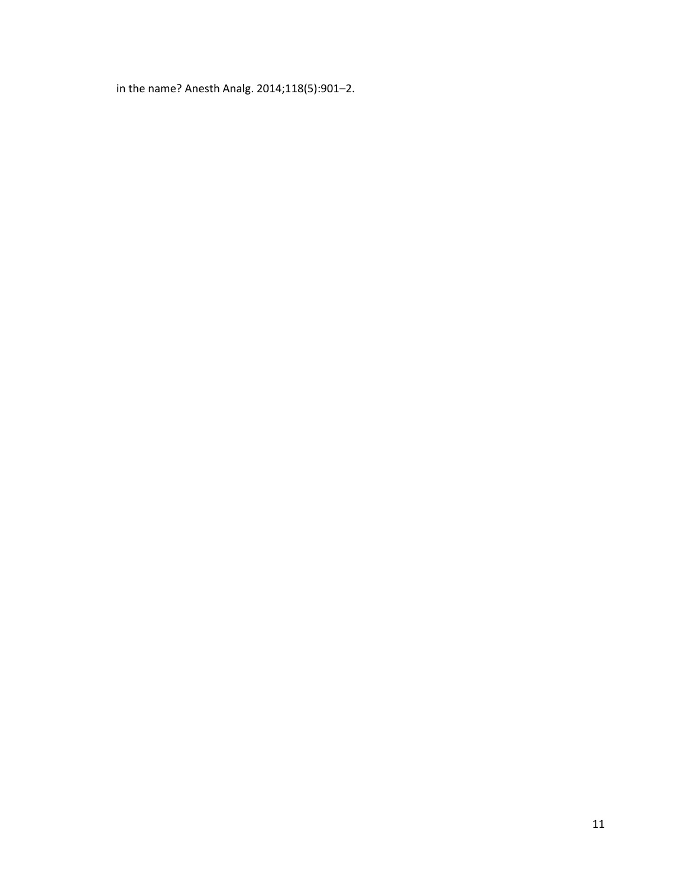in the name? Anesth Analg. 2014;118(5):901–2.